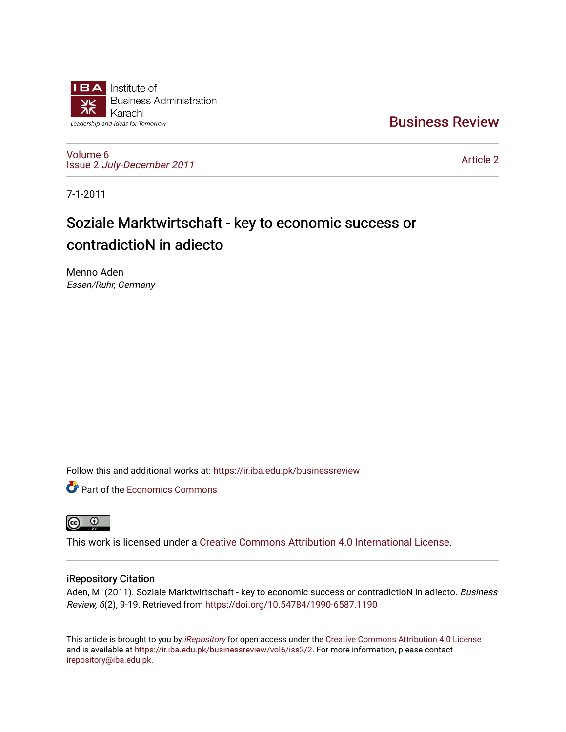Institute of Business Administration Karachi

Leadership and Ideas for Tomorrow

Business Review

Volume 6
Issue 2 *July-December 2011*

Article 2

7-1-2011

# Soziale Marktwirtschaft - key to economic success or contradictioN in adiecto

Menno Aden
*Essen/Ruhr, Germany*

Follow this and additional works at: https://ir.iba.edu.pk/businessreview

Part of the Economics Commons

This work is licensed under a Creative Commons Attribution 4.0 International License.

## iRepository Citation

Aden, M. (2011). Soziale Marktwirtschaft - key to economic success or contradictioN in adiecto. *Business Review, 6*(2), 9-19. Retrieved from https://doi.org/10.54784/1990-6587.1190

This article is brought to you by *iRepository* for open access under the Creative Commons Attribution 4.0 License and is available at https://ir.iba.edu.pk/businessreview/vol6/iss2/2. For more information, please contact irepository@iba.edu.pk.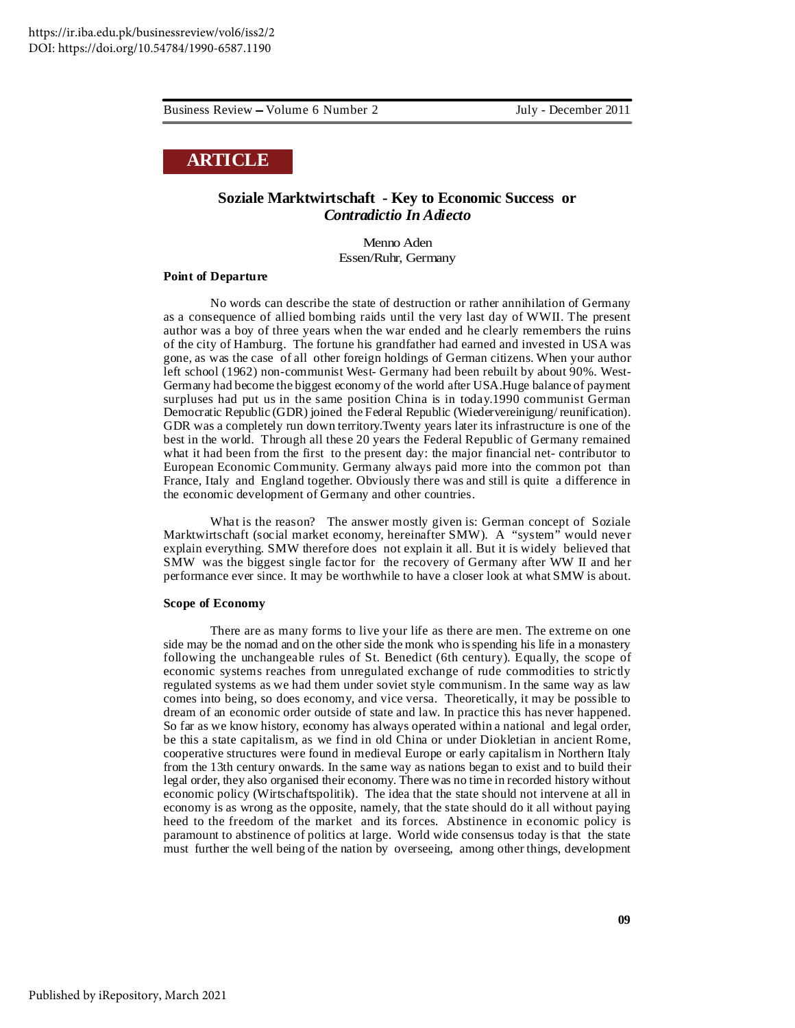## ARTICLE

# Soziale Marktwirtschaft - Key to Economic Success or *Contradictio In Adiecto*

Menno Aden
Essen/Ruhr, Germany

### Point of Departure

No words can describe the state of destruction or rather annihilation of Germany as a consequence of allied bombing raids until the very last day of WWII. The present author was a boy of three years when the war ended and he clearly remembers the ruins of the city of Hamburg. The fortune his grandfather had earned and invested in USA was gone, as was the case of all other foreign holdings of German citizens. When your author left school (1962) non-communist West- Germany had been rebuilt by about 90%. West-Germany had become the biggest economy of the world after USA.Huge balance of payment surpluses had put us in the same position China is in today.1990 communist German Democratic Republic (GDR) joined the Federal Republic (Wiedervereinigung/ reunification). GDR was a completely run down territory.Twenty years later its infrastructure is one of the best in the world. Through all these 20 years the Federal Republic of Germany remained what it had been from the first to the present day: the major financial net- contributor to European Economic Community. Germany always paid more into the common pot than France, Italy and England together. Obviously there was and still is quite a difference in the economic development of Germany and other countries.

What is the reason? The answer mostly given is: German concept of Soziale Marktwirtschaft (social market economy, hereinafter SMW). A "system" would never explain everything. SMW therefore does not explain it all. But it is widely believed that SMW was the biggest single factor for the recovery of Germany after WW II and her performance ever since. It may be worthwhile to have a closer look at what SMW is about.

### Scope of Economy

There are as many forms to live your life as there are men. The extreme on one side may be the nomad and on the other side the monk who is spending his life in a monastery following the unchangeable rules of St. Benedict (6th century). Equally, the scope of economic systems reaches from unregulated exchange of rude commodities to strictly regulated systems as we had them under soviet style communism. In the same way as law comes into being, so does economy, and vice versa. Theoretically, it may be possible to dream of an economic order outside of state and law. In practice this has never happened. So far as we know history, economy has always operated within a national and legal order, be this a state capitalism, as we find in old China or under Diokletian in ancient Rome, cooperative structures were found in medieval Europe or early capitalism in Northern Italy from the 13th century onwards. In the same way as nations began to exist and to build their legal order, they also organised their economy. There was no time in recorded history without economic policy (Wirtschaftspolitik). The idea that the state should not intervene at all in economy is as wrong as the opposite, namely, that the state should do it all without paying heed to the freedom of the market and its forces. Abstinence in economic policy is paramount to abstinence of politics at large. World wide consensus today is that the state must further the well being of the nation by overseeing, among other things, development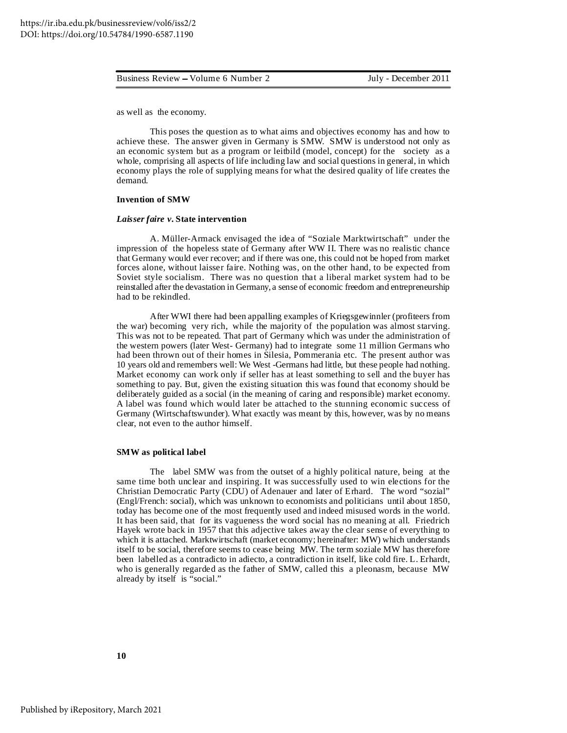as well as the economy.

This poses the question as to what aims and objectives economy has and how to achieve these. The answer given in Germany is SMW. SMW is understood not only as an economic system but as a program or leitbild (model, concept) for the society as a whole, comprising all aspects of life including law and social questions in general, in which economy plays the role of supplying means for what the desired quality of life creates the demand.

## Invention of SMW

### *Laisser faire v.* State intervention

A. Müller-Armack envisaged the idea of "Soziale Marktwirtschaft" under the impression of the hopeless state of Germany after WW II. There was no realistic chance that Germany would ever recover; and if there was one, this could not be hoped from market forces alone, without laisser faire. Nothing was, on the other hand, to be expected from Soviet style socialism. There was no question that a liberal market system had to be reinstalled after the devastation in Germany, a sense of economic freedom and entrepreneurship had to be rekindled.

After WWI there had been appalling examples of Kriegsgewinnler (profiteers from the war) becoming very rich, while the majority of the population was almost starving. This was not to be repeated. That part of Germany which was under the administration of the western powers (later West- Germany) had to integrate some 11 million Germans who had been thrown out of their homes in Silesia, Pommerania etc. The present author was 10 years old and remembers well: We West -Germans had little, but these people had nothing. Market economy can work only if seller has at least something to sell and the buyer has something to pay. But, given the existing situation this was found that economy should be deliberately guided as a social (in the meaning of caring and responsible) market economy. A label was found which would later be attached to the stunning economic success of Germany (Wirtschaftswunder). What exactly was meant by this, however, was by no means clear, not even to the author himself.

### SMW as political label

The label SMW was from the outset of a highly political nature, being at the same time both unclear and inspiring. It was successfully used to win elections for the Christian Democratic Party (CDU) of Adenauer and later of Erhard. The word "sozial" (Engl/French: social), which was unknown to economists and politicians until about 1850, today has become one of the most frequently used and indeed misused words in the world. It has been said, that for its vagueness the word social has no meaning at all. Friedrich Hayek wrote back in 1957 that this adjective takes away the clear sense of everything to which it is attached. Marktwirtschaft (market economy; hereinafter: MW) which understands itself to be social, therefore seems to cease being MW. The term soziale MW has therefore been labelled as a contradicto in adiecto, a contradiction in itself, like cold fire. L. Erhardt, who is generally regarded as the father of SMW, called this a pleonasm, because MW already by itself is "social."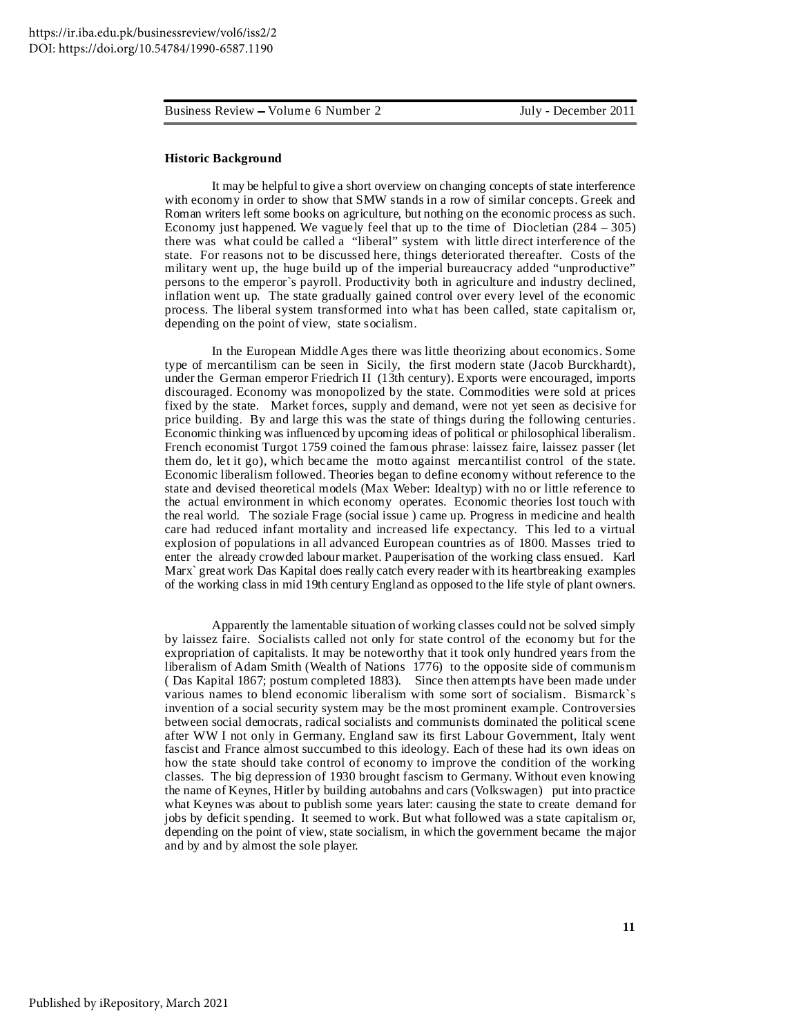**Historic Background**

It may be helpful to give a short overview on changing concepts of state interference with economy in order to show that SMW stands in a row of similar concepts. Greek and Roman writers left some books on agriculture, but nothing on the economic process as such. Economy just happened. We vaguely feel that up to the time of Diocletian (284 – 305) there was what could be called a "liberal" system with little direct interference of the state. For reasons not to be discussed here, things deteriorated thereafter. Costs of the military went up, the huge build up of the imperial bureaucracy added "unproductive" persons to the emperor`s payroll. Productivity both in agriculture and industry declined, inflation went up. The state gradually gained control over every level of the economic process. The liberal system transformed into what has been called, state capitalism or, depending on the point of view, state socialism.

In the European Middle Ages there was little theorizing about economics. Some type of mercantilism can be seen in Sicily, the first modern state (Jacob Burckhardt), under the German emperor Friedrich II (13th century). Exports were encouraged, imports discouraged. Economy was monopolized by the state. Commodities were sold at prices fixed by the state. Market forces, supply and demand, were not yet seen as decisive for price building. By and large this was the state of things during the following centuries. Economic thinking was influenced by upcoming ideas of political or philosophical liberalism. French economist Turgot 1759 coined the famous phrase: laissez faire, laissez passer (let them do, let it go), which became the motto against mercantilist control of the state. Economic liberalism followed. Theories began to define economy without reference to the state and devised theoretical models (Max Weber: Idealtyp) with no or little reference to the actual environment in which economy operates. Economic theories lost touch with the real world. The soziale Frage (social issue ) came up. Progress in medicine and health care had reduced infant mortality and increased life expectancy. This led to a virtual explosion of populations in all advanced European countries as of 1800. Masses tried to enter the already crowded labour market. Pauperisation of the working class ensued. Karl Marx` great work Das Kapital does really catch every reader with its heartbreaking examples of the working class in mid 19th century England as opposed to the life style of plant owners.

Apparently the lamentable situation of working classes could not be solved simply by laissez faire. Socialists called not only for state control of the economy but for the expropriation of capitalists. It may be noteworthy that it took only hundred years from the liberalism of Adam Smith (Wealth of Nations 1776) to the opposite side of communism ( Das Kapital 1867; postum completed 1883). Since then attempts have been made under various names to blend economic liberalism with some sort of socialism. Bismarck`s invention of a social security system may be the most prominent example. Controversies between social democrats, radical socialists and communists dominated the political scene after WW I not only in Germany. England saw its first Labour Government, Italy went fascist and France almost succumbed to this ideology. Each of these had its own ideas on how the state should take control of economy to improve the condition of the working classes. The big depression of 1930 brought fascism to Germany. Without even knowing the name of Keynes, Hitler by building autobahns and cars (Volkswagen) put into practice what Keynes was about to publish some years later: causing the state to create demand for jobs by deficit spending. It seemed to work. But what followed was a state capitalism or, depending on the point of view, state socialism, in which the government became the major and by and by almost the sole player.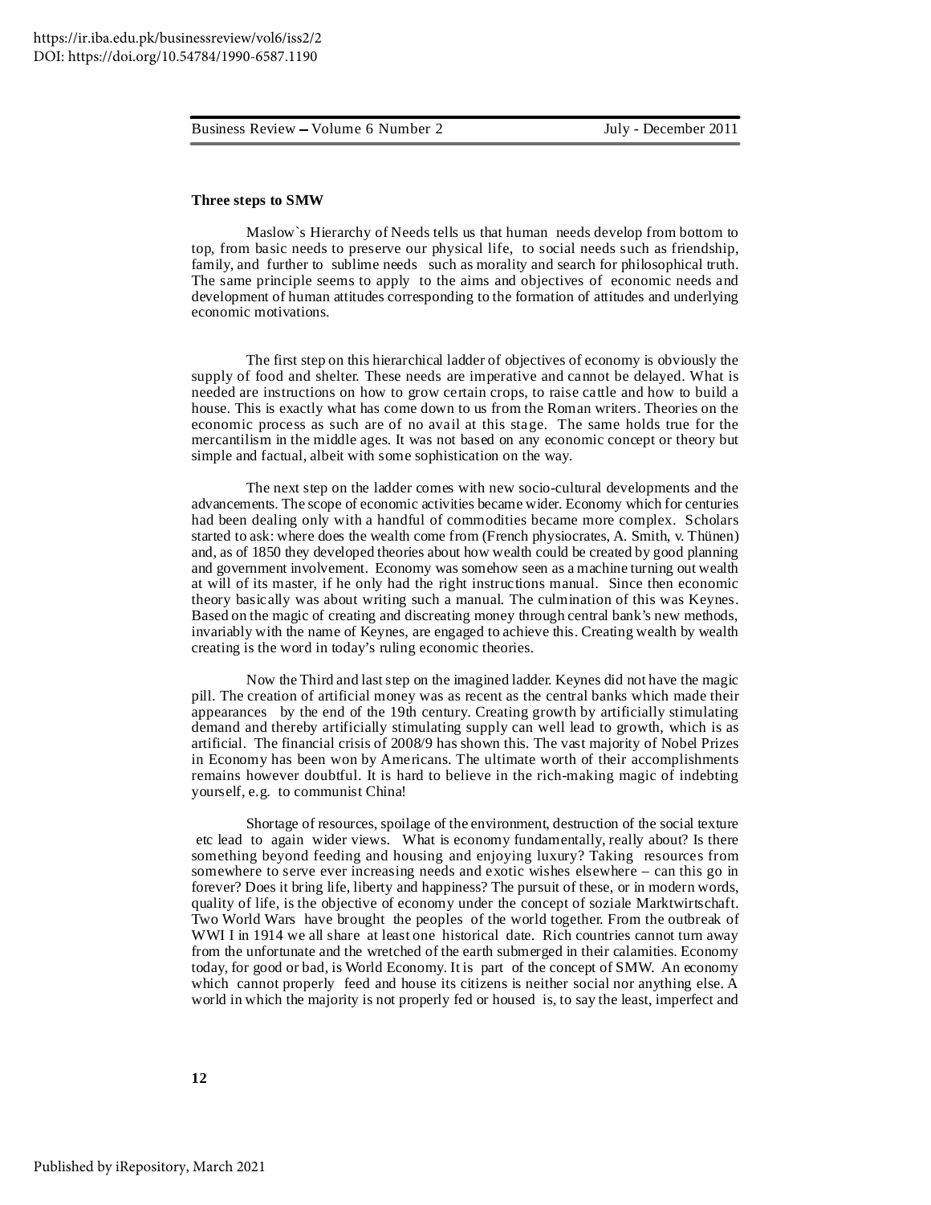**Three steps to SMW**

Maslow`s Hierarchy of Needs tells us that human needs develop from bottom to top, from basic needs to preserve our physical life, to social needs such as friendship, family, and further to sublime needs such as morality and search for philosophical truth. The same principle seems to apply to the aims and objectives of economic needs and development of human attitudes corresponding to the formation of attitudes and underlying economic motivations.

The first step on this hierarchical ladder of objectives of economy is obviously the supply of food and shelter. These needs are imperative and cannot be delayed. What is needed are instructions on how to grow certain crops, to raise cattle and how to build a house. This is exactly what has come down to us from the Roman writers. Theories on the economic process as such are of no avail at this stage. The same holds true for the mercantilism in the middle ages. It was not based on any economic concept or theory but simple and factual, albeit with some sophistication on the way.

The next step on the ladder comes with new socio-cultural developments and the advancements. The scope of economic activities became wider. Economy which for centuries had been dealing only with a handful of commodities became more complex. Scholars started to ask: where does the wealth come from (French physiocrates, A. Smith, v. Thünen) and, as of 1850 they developed theories about how wealth could be created by good planning and government involvement. Economy was somehow seen as a machine turning out wealth at will of its master, if he only had the right instructions manual. Since then economic theory basically was about writing such a manual. The culmination of this was Keynes. Based on the magic of creating and discreating money through central bank's new methods, invariably with the name of Keynes, are engaged to achieve this. Creating wealth by wealth creating is the word in today's ruling economic theories.

Now the Third and last step on the imagined ladder. Keynes did not have the magic pill. The creation of artificial money was as recent as the central banks which made their appearances by the end of the 19th century. Creating growth by artificially stimulating demand and thereby artificially stimulating supply can well lead to growth, which is as artificial. The financial crisis of 2008/9 has shown this. The vast majority of Nobel Prizes in Economy has been won by Americans. The ultimate worth of their accomplishments remains however doubtful. It is hard to believe in the rich-making magic of indebting yourself, e.g. to communist China!

Shortage of resources, spoilage of the environment, destruction of the social texture etc lead to again wider views. What is economy fundamentally, really about? Is there something beyond feeding and housing and enjoying luxury? Taking resources from somewhere to serve ever increasing needs and exotic wishes elsewhere – can this go in forever? Does it bring life, liberty and happiness? The pursuit of these, or in modern words, quality of life, is the objective of economy under the concept of soziale Marktwirtschaft. Two World Wars have brought the peoples of the world together. From the outbreak of WWI in 1914 we all share at least one historical date. Rich countries cannot turn away from the unfortunate and the wretched of the earth submerged in their calamities. Economy today, for good or bad, is World Economy. It is part of the concept of SMW. An economy which cannot properly feed and house its citizens is neither social nor anything else. A world in which the majority is not properly fed or housed is, to say the least, imperfect and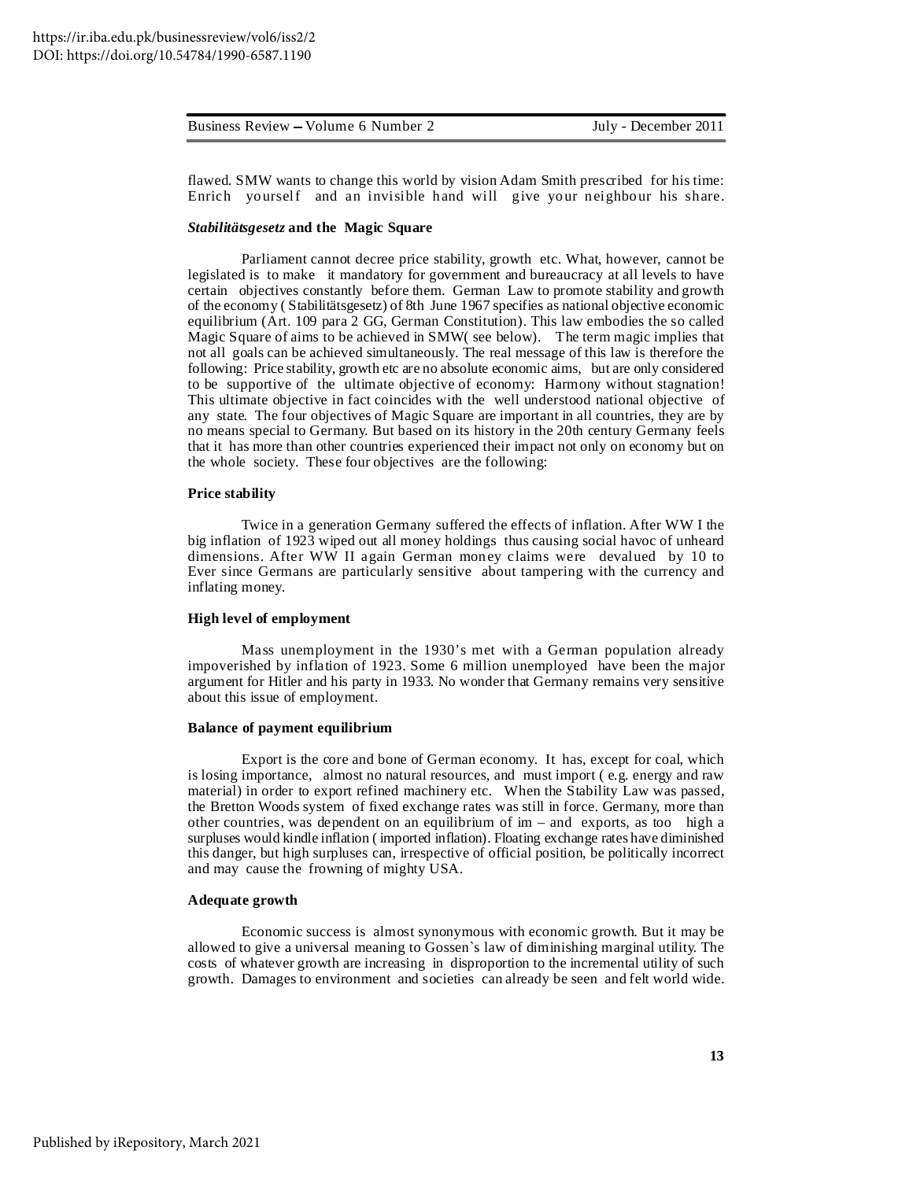flawed. SMW wants to change this world by vision Adam Smith prescribed for his time: Enrich yourself and an invisible hand will give your neighbour his share.

### *Stabilitätsgesetz* and the Magic Square

Parliament cannot decree price stability, growth etc. What, however, cannot be legislated is to make it mandatory for government and bureaucracy at all levels to have certain objectives constantly before them. German Law to promote stability and growth of the economy ( Stabilitätsgesetz) of 8th June 1967 specifies as national objective economic equilibrium (Art. 109 para 2 GG, German Constitution). This law embodies the so called Magic Square of aims to be achieved in SMW( see below). The term magic implies that not all goals can be achieved simultaneously. The real message of this law is therefore the following: Price stability, growth etc are no absolute economic aims, but are only considered to be supportive of the ultimate objective of economy: Harmony without stagnation! This ultimate objective in fact coincides with the well understood national objective of any state. The four objectives of Magic Square are important in all countries, they are by no means special to Germany. But based on its history in the 20th century Germany feels that it has more than other countries experienced their impact not only on economy but on the whole society. These four objectives are the following:

#### Price stability

Twice in a generation Germany suffered the effects of inflation. After WW I the big inflation of 1923 wiped out all money holdings thus causing social havoc of unheard dimensions. After WW II again German money claims were devalued by 10 to Ever since Germans are particularly sensitive about tampering with the currency and inflating money.

#### High level of employment

Mass unemployment in the 1930's met with a German population already impoverished by inflation of 1923. Some 6 million unemployed have been the major argument for Hitler and his party in 1933. No wonder that Germany remains very sensitive about this issue of employment.

#### Balance of payment equilibrium

Export is the core and bone of German economy. It has, except for coal, which is losing importance, almost no natural resources, and must import ( e.g. energy and raw material) in order to export refined machinery etc. When the Stability Law was passed, the Bretton Woods system of fixed exchange rates was still in force. Germany, more than other countries, was dependent on an equilibrium of im – and exports, as too high a surpluses would kindle inflation ( imported inflation). Floating exchange rates have diminished this danger, but high surpluses can, irrespective of official position, be politically incorrect and may cause the frowning of mighty USA.

#### Adequate growth

Economic success is almost synonymous with economic growth. But it may be allowed to give a universal meaning to Gossen`s law of diminishing marginal utility. The costs of whatever growth are increasing in disproportion to the incremental utility of such growth. Damages to environment and societies can already be seen and felt world wide.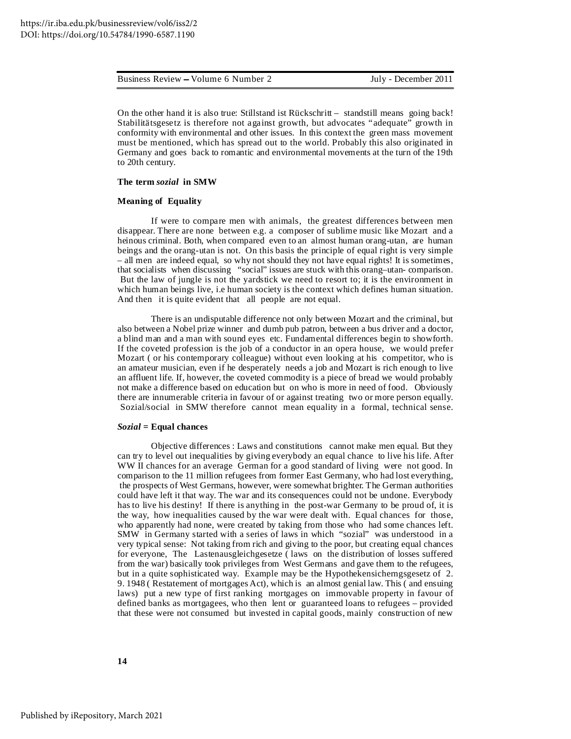On the other hand it is also true: Stillstand ist Rückschritt – standstill means going back! Stabilitätsgesetz is therefore not against growth, but advocates "adequate" growth in conformity with environmental and other issues. In this context the green mass movement must be mentioned, which has spread out to the world. Probably this also originated in Germany and goes back to romantic and environmental movements at the turn of the 19th to 20th century.

### The term *sozial* in SMW

### Meaning of Equality

If were to compare men with animals, the greatest differences between men disappear. There are none between e.g. a composer of sublime music like Mozart and a heinous criminal. Both, when compared even to an almost human orang-utan, are human beings and the orang-utan is not. On this basis the principle of equal right is very simple – all men are indeed equal, so why not should they not have equal rights! It is sometimes, that socialists when discussing "social" issues are stuck with this orang–utan- comparison. But the law of jungle is not the yardstick we need to resort to; it is the environment in which human beings live, i.e human society is the context which defines human situation. And then it is quite evident that all people are not equal.

There is an undisputable difference not only between Mozart and the criminal, but also between a Nobel prize winner and dumb pub patron, between a bus driver and a doctor, a blind man and a man with sound eyes etc. Fundamental differences begin to showforth. If the coveted profession is the job of a conductor in an opera house, we would prefer Mozart ( or his contemporary colleague) without even looking at his competitor, who is an amateur musician, even if he desperately needs a job and Mozart is rich enough to live an affluent life. If, however, the coveted commodity is a piece of bread we would probably not make a difference based on education but on who is more in need of food. Obviously there are innumerable criteria in favour of or against treating two or more person equally. Sozial/social in SMW therefore cannot mean equality in a formal, technical sense.

### *Sozial* = Equal chances

Objective differences : Laws and constitutions cannot make men equal. But they can try to level out inequalities by giving everybody an equal chance to live his life. After WW II chances for an average German for a good standard of living were not good. In comparison to the 11 million refugees from former East Germany, who had lost everything, the prospects of West Germans, however, were somewhat brighter. The German authorities could have left it that way. The war and its consequences could not be undone. Everybody has to live his destiny! If there is anything in the post-war Germany to be proud of, it is the way, how inequalities caused by the war were dealt with. Equal chances for those, who apparently had none, were created by taking from those who had some chances left. SMW in Germany started with a series of laws in which "sozial" was understood in a very typical sense: Not taking from rich and giving to the poor, but creating equal chances for everyone, The Lastenausgleichgesetze ( laws on the distribution of losses suffered from the war) basically took privileges from West Germans and gave them to the refugees, but in a quite sophisticated way. Example may be the Hypothekensicherngsgesetz of 2. 9. 1948 ( Restatement of mortgages Act), which is an almost genial law. This ( and ensuing laws) put a new type of first ranking mortgages on immovable property in favour of defined banks as mortgagees, who then lent or guaranteed loans to refugees – provided that these were not consumed but invested in capital goods, mainly construction of new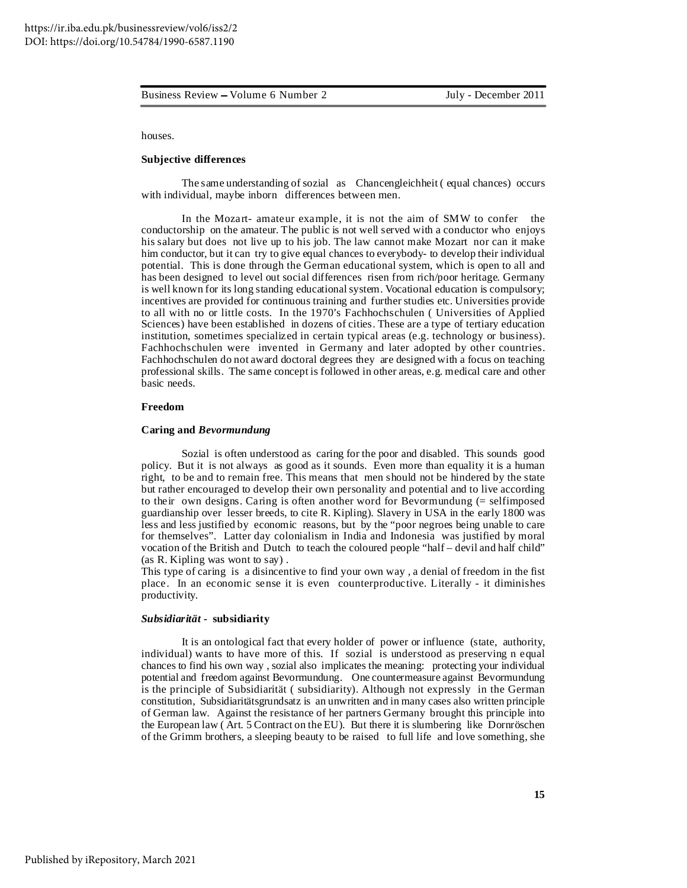houses.

**Subjective differences**

The same understanding of sozial as Chancengleichheit ( equal chances) occurs with individual, maybe inborn differences between men.

In the Mozart- amateur example, it is not the aim of SMW to confer the conductorship on the amateur. The public is not well served with a conductor who enjoys his salary but does not live up to his job. The law cannot make Mozart nor can it make him conductor, but it can try to give equal chances to everybody- to develop their individual potential. This is done through the German educational system, which is open to all and has been designed to level out social differences risen from rich/poor heritage. Germany is well known for its long standing educational system. Vocational education is compulsory; incentives are provided for continuous training and further studies etc. Universities provide to all with no or little costs. In the 1970's Fachhochschulen ( Universities of Applied Sciences) have been established in dozens of cities. These are a type of tertiary education institution, sometimes specialized in certain typical areas (e.g. technology or business). Fachhochschulen were invented in Germany and later adopted by other countries. Fachhochschulen do not award doctoral degrees they are designed with a focus on teaching professional skills. The same concept is followed in other areas, e.g. medical care and other basic needs.

**Freedom**

**Caring and *Bevormundung***

Sozial is often understood as caring for the poor and disabled. This sounds good policy. But it is not always as good as it sounds. Even more than equality it is a human right, to be and to remain free. This means that men should not be hindered by the state but rather encouraged to develop their own personality and potential and to live according to their own designs. Caring is often another word for Bevormundung (= selfimposed guardianship over lesser breeds, to cite R. Kipling). Slavery in USA in the early 1800 was less and less justified by economic reasons, but by the "poor negroes being unable to care for themselves". Latter day colonialism in India and Indonesia was justified by moral vocation of the British and Dutch to teach the coloured people "half – devil and half child" (as R. Kipling was wont to say) .
This type of caring is a disincentive to find your own way , a denial of freedom in the fist place. In an economic sense it is even counterproductive. Literally - it diminishes productivity.

***Subsidiarität* - subsidiarity**

It is an ontological fact that every holder of power or influence (state, authority, individual) wants to have more of this. If sozial is understood as preserving n equal chances to find his own way , sozial also implicates the meaning: protecting your individual potential and freedom against Bevormundung. One countermeasure against Bevormundung is the principle of Subsidiarität ( subsidiarity). Although not expressly in the German constitution, Subsidiaritätsgrundsatz is an unwritten and in many cases also written principle of German law. Against the resistance of her partners Germany brought this principle into the European law ( Art. 5 Contract on the EU). But there it is slumbering like Dornröschen of the Grimm brothers, a sleeping beauty to be raised to full life and love something, she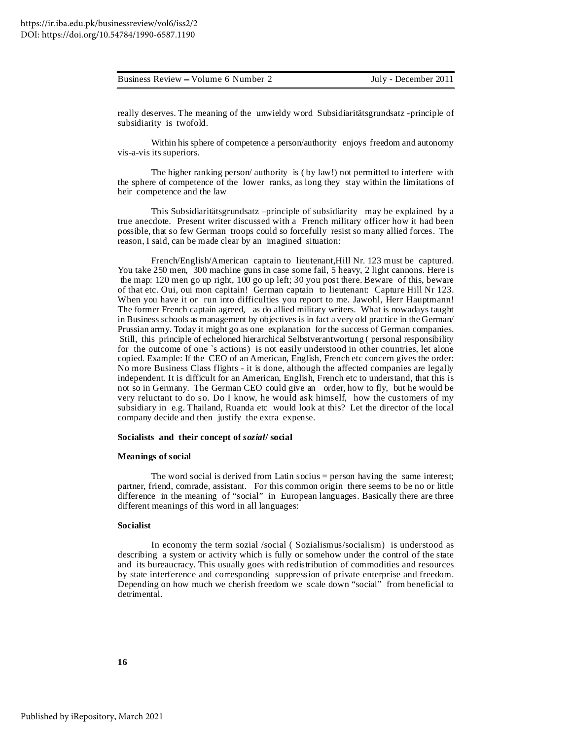really deserves. The meaning of the unwieldy word Subsidiaritätsgrundsatz -principle of subsidiarity is twofold.

Within his sphere of competence a person/authority enjoys freedom and autonomy vis-a-vis its superiors.

The higher ranking person/ authority is ( by law!) not permitted to interfere with the sphere of competence of the lower ranks, as long they stay within the limitations of heir competence and the law

This Subsidiaritätsgrundsatz –principle of subsidiarity may be explained by a true anecdote. Present writer discussed with a French military officer how it had been possible, that so few German troops could so forcefully resist so many allied forces. The reason, I said, can be made clear by an imagined situation:

French/English/American captain to lieutenant,Hill Nr. 123 must be captured. You take 250 men, 300 machine guns in case some fail, 5 heavy, 2 light cannons. Here is the map: 120 men go up right, 100 go up left; 30 you post there. Beware of this, beware of that etc. Oui, oui mon capitain! German captain to lieutenant: Capture Hill Nr 123. When you have it or run into difficulties you report to me. Jawohl, Herr Hauptmann! The former French captain agreed, as do allied military writers. What is nowadays taught in Business schools as management by objectives is in fact a very old practice in the German/ Prussian army. Today it might go as one explanation for the success of German companies. Still, this principle of echeloned hierarchical Selbstverantwortung ( personal responsibility for the outcome of one `s actions) is not easily understood in other countries, let alone copied. Example: If the CEO of an American, English, French etc concern gives the order: No more Business Class flights - it is done, although the affected companies are legally independent. It is difficult for an American, English, French etc to understand, that this is not so in Germany. The German CEO could give an order, how to fly, but he would be very reluctant to do so. Do I know, he would ask himself, how the customers of my subsidiary in e.g. Thailand, Ruanda etc would look at this? Let the director of the local company decide and then justify the extra expense.

**Socialists and their concept of *sozial*/ social**

**Meanings of social**

The word social is derived from Latin socius = person having the same interest; partner, friend, comrade, assistant. For this common origin there seems to be no or little difference in the meaning of "social" in European languages. Basically there are three different meanings of this word in all languages:

**Socialist**

In economy the term sozial /social ( Sozialismus/socialism) is understood as describing a system or activity which is fully or somehow under the control of the state and its bureaucracy. This usually goes with redistribution of commodities and resources by state interference and corresponding suppression of private enterprise and freedom. Depending on how much we cherish freedom we scale down "social" from beneficial to detrimental.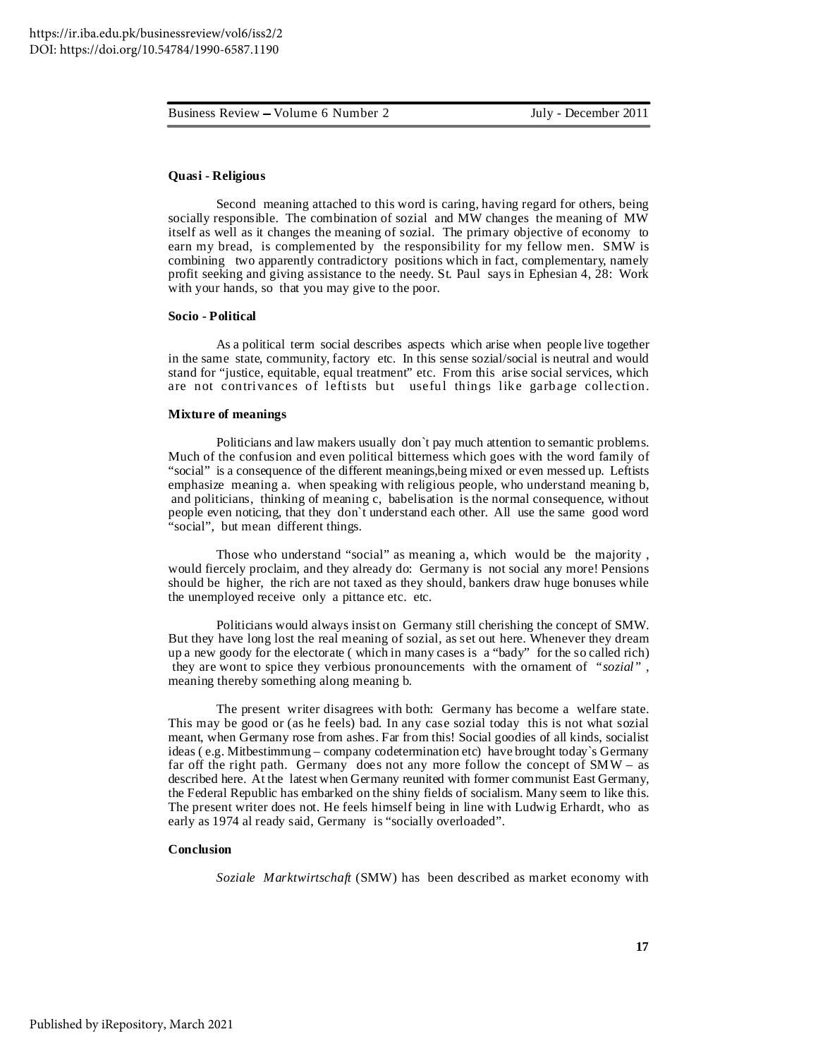**Quasi - Religious**

Second meaning attached to this word is caring, having regard for others, being socially responsible. The combination of sozial and MW changes the meaning of MW itself as well as it changes the meaning of sozial. The primary objective of economy to earn my bread, is complemented by the responsibility for my fellow men. SMW is combining two apparently contradictory positions which in fact, complementary, namely profit seeking and giving assistance to the needy. St. Paul says in Ephesian 4, 28: Work with your hands, so that you may give to the poor.

**Socio - Political**

As a political term social describes aspects which arise when people live together in the same state, community, factory etc. In this sense sozial/social is neutral and would stand for "justice, equitable, equal treatment" etc. From this arise social services, which are not contrivances of leftists but useful things like garbage collection.

**Mixture of meanings**

Politicians and law makers usually don`t pay much attention to semantic problems. Much of the confusion and even political bitterness which goes with the word family of "social" is a consequence of the different meanings,being mixed or even messed up. Leftists emphasize meaning a. when speaking with religious people, who understand meaning b, and politicians, thinking of meaning c, babelisation is the normal consequence, without people even noticing, that they don`t understand each other. All use the same good word "social", but mean different things.

Those who understand "social" as meaning a, which would be the majority , would fiercely proclaim, and they already do: Germany is not social any more! Pensions should be higher, the rich are not taxed as they should, bankers draw huge bonuses while the unemployed receive only a pittance etc. etc.

Politicians would always insist on Germany still cherishing the concept of SMW. But they have long lost the real meaning of sozial, as set out here. Whenever they dream up a new goody for the electorate ( which in many cases is a "bady" for the so called rich) they are wont to spice they verbious pronouncements with the ornament of "*sozial*" , meaning thereby something along meaning b.

The present writer disagrees with both: Germany has become a welfare state. This may be good or (as he feels) bad. In any case sozial today this is not what sozial meant, when Germany rose from ashes. Far from this! Social goodies of all kinds, socialist ideas ( e.g. Mitbestimmung – company codetermination etc) have brought today`s Germany far off the right path. Germany does not any more follow the concept of SMW – as described here. At the latest when Germany reunited with former communist East Germany, the Federal Republic has embarked on the shiny fields of socialism. Many seem to like this. The present writer does not. He feels himself being in line with Ludwig Erhardt, who as early as 1974 al ready said, Germany is "socially overloaded".

**Conclusion**

*Soziale Marktwirtschaft* (SMW) has been described as market economy with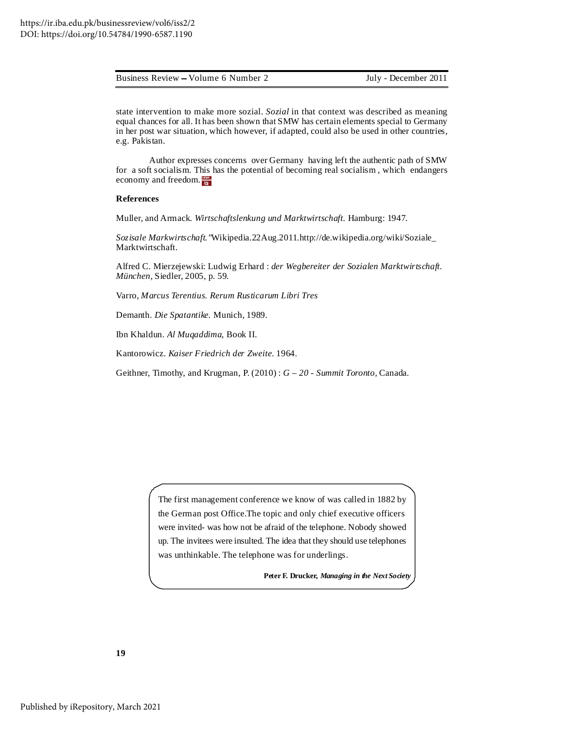state intervention to make more sozial. *Sozial* in that context was described as meaning equal chances for all. It has been shown that SMW has certain elements special to Germany in her post war situation, which however, if adapted, could also be used in other countries, e.g. Pakistan.

Author expresses concerns over Germany having left the authentic path of SMW for a soft socialism. This has the potential of becoming real socialism , which endangers economy and freedom.

**References**

Muller, and Armack. *Wirtschaftslenkung und Marktwirtschaft.* Hamburg: 1947.

*Sozisale Markwirtschaft."*Wikipedia.22Aug.2011.http://de.wikipedia.org/wiki/Soziale_ Marktwirtschaft.

Alfred C. Mierzejewski: Ludwig Erhard : *der Wegbereiter der Sozialen Marktwirtschaft. München,* Siedler, 2005, p. 59.

Varro, *Marcus Terentius. Rerum Rusticarum Libri Tres*

Demanth. *Die Spatantike.* Munich, 1989.

Ibn Khaldun. *Al Muqaddima,* Book II.

Kantorowicz. *Kaiser Friedrich der Zweite.* 1964.

Geithner, Timothy, and Krugman, P. (2010) : *G – 20 - Summit Toronto,* Canada.

> The first management conference we know of was called in 1882 by the German post Office.The topic and only chief executive officers were invited- was how not be afraid of the telephone. Nobody showed up. The invitees were insulted. The idea that they should use telephones was unthinkable. The telephone was for underlings.
>
> **Peter F. Drucker, *Managing in the Next Society***